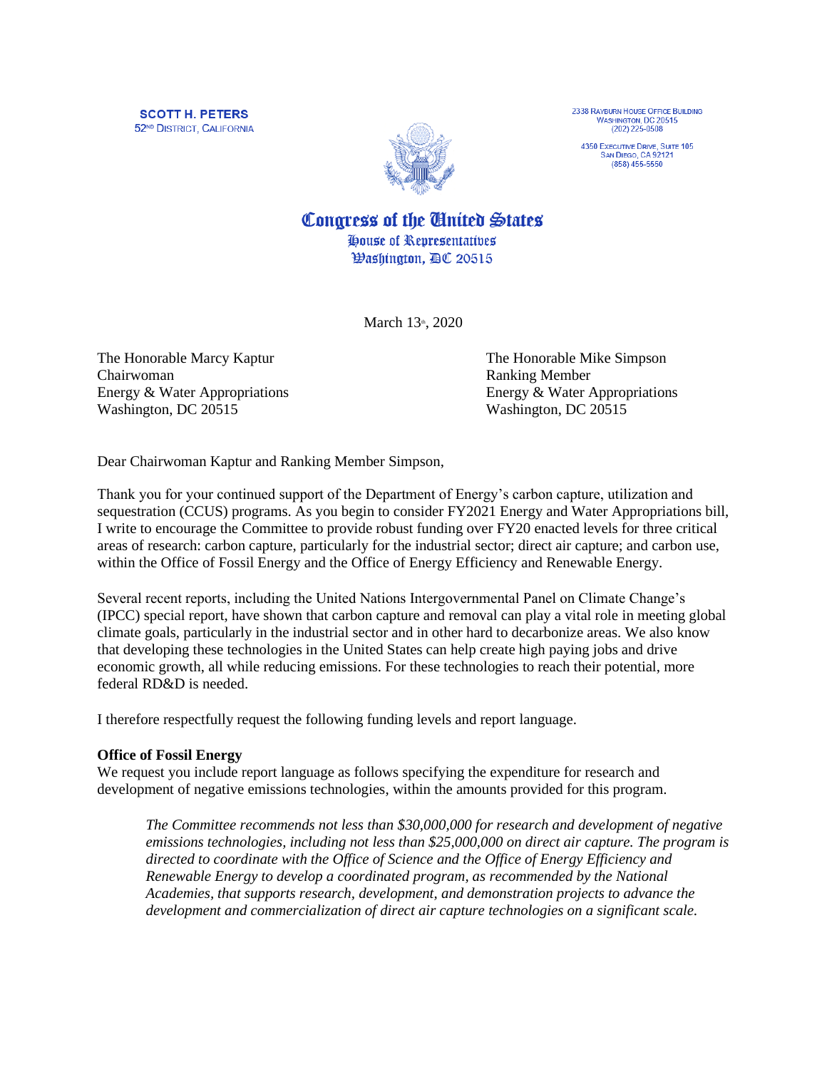**SCOTT H. PETERS**
52ND DISTRICT, CALIFORNIA

2338 RAYBURN HOUSE OFFICE BUILDING
WASHINGTON, DC 20515
(202) 225-0508

4350 EXECUTIVE DRIVE, SUITE 105
SAN DIEGO, CA 92121
(858) 455-5550

# Congress of the United States
## House of Representatives
### Washington, DC 20515

March 13th, 2020

The Honorable Marcy Kaptur
Chairwoman
Energy & Water Appropriations
Washington, DC 20515

The Honorable Mike Simpson
Ranking Member
Energy & Water Appropriations
Washington, DC 20515

Dear Chairwoman Kaptur and Ranking Member Simpson,

Thank you for your continued support of the Department of Energy's carbon capture, utilization and sequestration (CCUS) programs. As you begin to consider FY2021 Energy and Water Appropriations bill, I write to encourage the Committee to provide robust funding over FY20 enacted levels for three critical areas of research: carbon capture, particularly for the industrial sector; direct air capture; and carbon use, within the Office of Fossil Energy and the Office of Energy Efficiency and Renewable Energy.

Several recent reports, including the United Nations Intergovernmental Panel on Climate Change's (IPCC) special report, have shown that carbon capture and removal can play a vital role in meeting global climate goals, particularly in the industrial sector and in other hard to decarbonize areas. We also know that developing these technologies in the United States can help create high paying jobs and drive economic growth, all while reducing emissions. For these technologies to reach their potential, more federal RD&D is needed.

I therefore respectfully request the following funding levels and report language.

**Office of Fossil Energy**
We request you include report language as follows specifying the expenditure for research and development of negative emissions technologies, within the amounts provided for this program.

> *The Committee recommends not less than $30,000,000 for research and development of negative emissions technologies, including not less than $25,000,000 on direct air capture. The program is directed to coordinate with the Office of Science and the Office of Energy Efficiency and Renewable Energy to develop a coordinated program, as recommended by the National Academies, that supports research, development, and demonstration projects to advance the development and commercialization of direct air capture technologies on a significant scale.*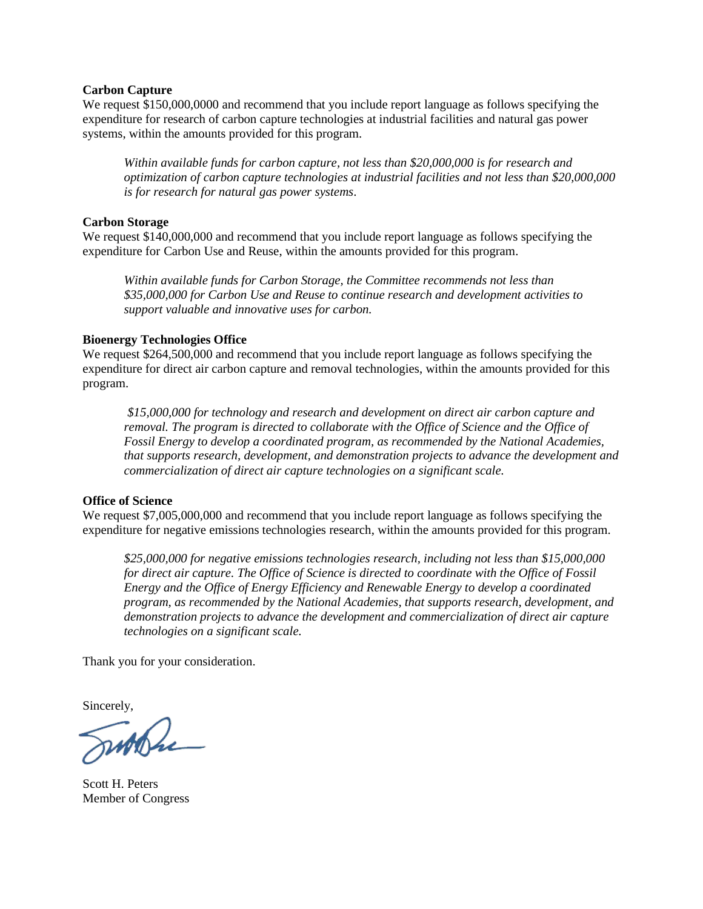**Carbon Capture**
We request $150,000,0000 and recommend that you include report language as follows specifying the expenditure for research of carbon capture technologies at industrial facilities and natural gas power systems, within the amounts provided for this program.

> *Within available funds for carbon capture, not less than $20,000,000 is for research and optimization of carbon capture technologies at industrial facilities and not less than $20,000,000 is for research for natural gas power systems*.

**Carbon Storage**
We request $140,000,000 and recommend that you include report language as follows specifying the expenditure for Carbon Use and Reuse, within the amounts provided for this program.

> *Within available funds for Carbon Storage, the Committee recommends not less than $35,000,000 for Carbon Use and Reuse to continue research and development activities to support valuable and innovative uses for carbon.*

**Bioenergy Technologies Office**
We request $264,500,000 and recommend that you include report language as follows specifying the expenditure for direct air carbon capture and removal technologies, within the amounts provided for this program.

> *$15,000,000 for technology and research and development on direct air carbon capture and removal. The program is directed to collaborate with the Office of Science and the Office of Fossil Energy to develop a coordinated program, as recommended by the National Academies, that supports research, development, and demonstration projects to advance the development and commercialization of direct air capture technologies on a significant scale.*

**Office of Science**
We request $7,005,000,000 and recommend that you include report language as follows specifying the expenditure for negative emissions technologies research, within the amounts provided for this program.

> *$25,000,000 for negative emissions technologies research, including not less than $15,000,000 for direct air capture. The Office of Science is directed to coordinate with the Office of Fossil Energy and the Office of Energy Efficiency and Renewable Energy to develop a coordinated program, as recommended by the National Academies, that supports research, development, and demonstration projects to advance the development and commercialization of direct air capture technologies on a significant scale.*

Thank you for your consideration.

Sincerely,

Scott H. Peters
Member of Congress